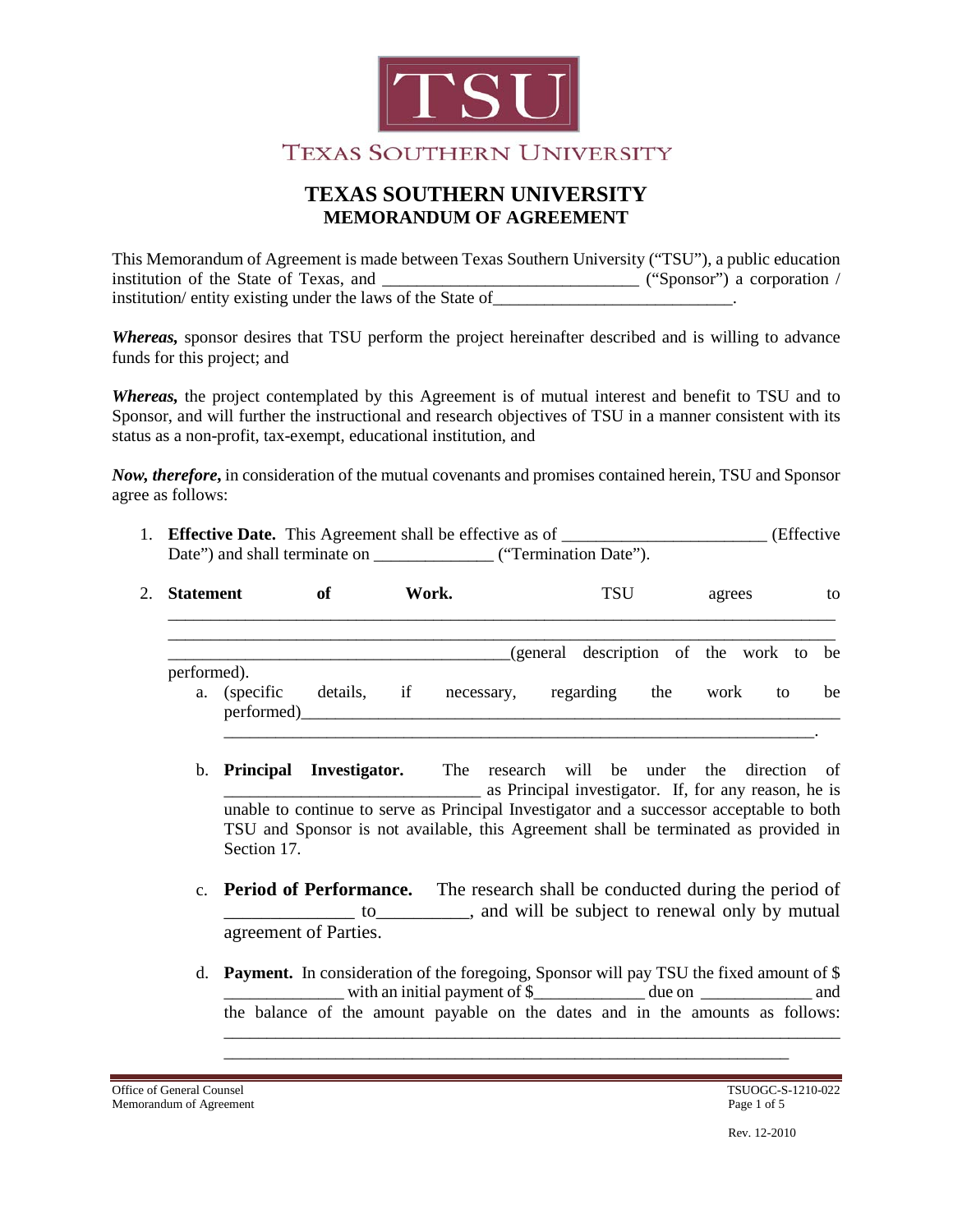# TEXAS SOUTHERN UNIVERSITY

## MEMORANDUM OF AGREEMENT

This Memorandum of Agreement is made between Texas Southern University ("TSU"), a public education institution of the State of Texas, and _____________________________ ("Sponsor") a corporation / institution/ entity existing under the laws of the State of___________________________.

***Whereas,*** sponsor desires that TSU perform the project hereinafter described and is willing to advance funds for this project; and

***Whereas,*** the project contemplated by this Agreement is of mutual interest and benefit to TSU and to Sponsor, and will further the instructional and research objectives of TSU in a manner consistent with its status as a non-profit, tax-exempt, educational institution, and

***Now, therefore,*** in consideration of the mutual covenants and promises contained herein, TSU and Sponsor agree as follows:

1. **Effective Date.** This Agreement shall be effective as of _______________________ (Effective Date") and shall terminate on _____________ ("Termination Date").

2. **Statement of Work.** TSU agrees to ___________________________________________________________________________ ___________________________________________________________________________ _______________________________________(general description of the work to be performed).

   a. (specific details, if necessary, regarding the work to be performed)________________________________________________________________ _________________________________________________________________.

   b. **Principal Investigator.** The research will be under the direction of _____________________________ as Principal investigator. If, for any reason, he is unable to continue to serve as Principal Investigator and a successor acceptable to both TSU and Sponsor is not available, this Agreement shall be terminated as provided in Section 17.

   c. **Period of Performance.** The research shall be conducted during the period of _____________ to__________, and will be subject to renewal only by mutual agreement of Parties.

   d. **Payment.** In consideration of the foregoing, Sponsor will pay TSU the fixed amount of $ _____________ with an initial payment of $____________ due on ____________ and the balance of the amount payable on the dates and in the amounts as follows: ___________________________________________________________________________ _________________________________________________________________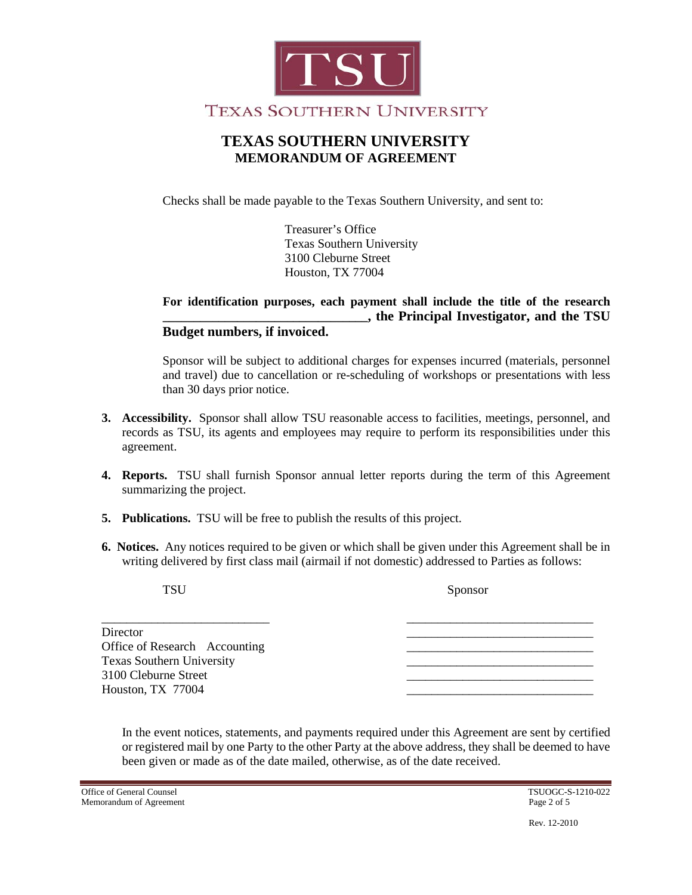TEXAS SOUTHERN UNIVERSITY

# TEXAS SOUTHERN UNIVERSITY
## MEMORANDUM OF AGREEMENT

Checks shall be made payable to the Texas Southern University, and sent to:

Treasurer's Office
Texas Southern University
3100 Cleburne Street
Houston, TX 77004

**For identification purposes, each payment shall include the title of the research ______________________________, the Principal Investigator, and the TSU Budget numbers, if invoiced.**

Sponsor will be subject to additional charges for expenses incurred (materials, personnel and travel) due to cancellation or re-scheduling of workshops or presentations with less than 30 days prior notice.

3. **Accessibility.** Sponsor shall allow TSU reasonable access to facilities, meetings, personnel, and records as TSU, its agents and employees may require to perform its responsibilities under this agreement.

4. **Reports.** TSU shall furnish Sponsor annual letter reports during the term of this Agreement summarizing the project.

5. **Publications.** TSU will be free to publish the results of this project.

6. **Notices.** Any notices required to be given or which shall be given under this Agreement shall be in writing delivered by first class mail (airmail if not domestic) addressed to Parties as follows:

| TSU | Sponsor |
|---|---|
| ___________________________ | ______________________________ |
| Director | ______________________________ |
| Office of Research Accounting | ______________________________ |
| Texas Southern University | ______________________________ |
| 3100 Cleburne Street | ______________________________ |
| Houston, TX 77004 | ______________________________ |

In the event notices, statements, and payments required under this Agreement are sent by certified or registered mail by one Party to the other Party at the above address, they shall be deemed to have been given or made as of the date mailed, otherwise, as of the date received.

Office of General Counsel
Memorandum of Agreement

TSUOGC-S-1210-022

Rev. 12-2010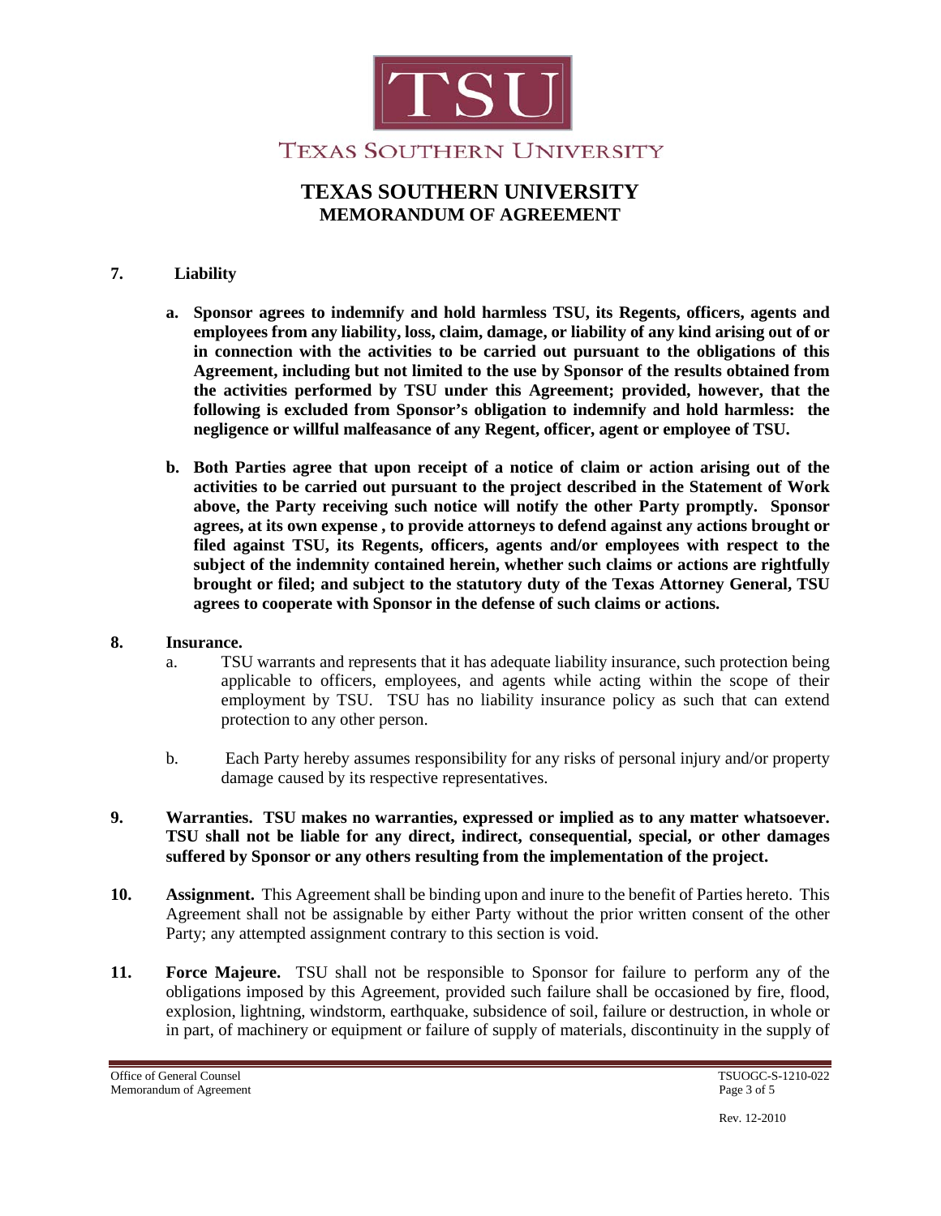**7. Liability**

**a. Sponsor agrees to indemnify and hold harmless TSU, its Regents, officers, agents and employees from any liability, loss, claim, damage, or liability of any kind arising out of or in connection with the activities to be carried out pursuant to the obligations of this Agreement, including but not limited to the use by Sponsor of the results obtained from the activities performed by TSU under this Agreement; provided, however, that the following is excluded from Sponsor's obligation to indemnify and hold harmless: the negligence or willful malfeasance of any Regent, officer, agent or employee of TSU.**

**b. Both Parties agree that upon receipt of a notice of claim or action arising out of the activities to be carried out pursuant to the project described in the Statement of Work above, the Party receiving such notice will notify the other Party promptly. Sponsor agrees, at its own expense , to provide attorneys to defend against any actions brought or filed against TSU, its Regents, officers, agents and/or employees with respect to the subject of the indemnity contained herein, whether such claims or actions are rightfully brought or filed; and subject to the statutory duty of the Texas Attorney General, TSU agrees to cooperate with Sponsor in the defense of such claims or actions.**

**8. Insurance.**

a. TSU warrants and represents that it has adequate liability insurance, such protection being applicable to officers, employees, and agents while acting within the scope of their employment by TSU. TSU has no liability insurance policy as such that can extend protection to any other person.

b. Each Party hereby assumes responsibility for any risks of personal injury and/or property damage caused by its respective representatives.

**9. Warranties. TSU makes no warranties, expressed or implied as to any matter whatsoever. TSU shall not be liable for any direct, indirect, consequential, special, or other damages suffered by Sponsor or any others resulting from the implementation of the project.**

**10. Assignment.** This Agreement shall be binding upon and inure to the benefit of Parties hereto. This Agreement shall not be assignable by either Party without the prior written consent of the other Party; any attempted assignment contrary to this section is void.

**11. Force Majeure.** TSU shall not be responsible to Sponsor for failure to perform any of the obligations imposed by this Agreement, provided such failure shall be occasioned by fire, flood, explosion, lightning, windstorm, earthquake, subsidence of soil, failure or destruction, in whole or in part, of machinery or equipment or failure of supply of materials, discontinuity in the supply of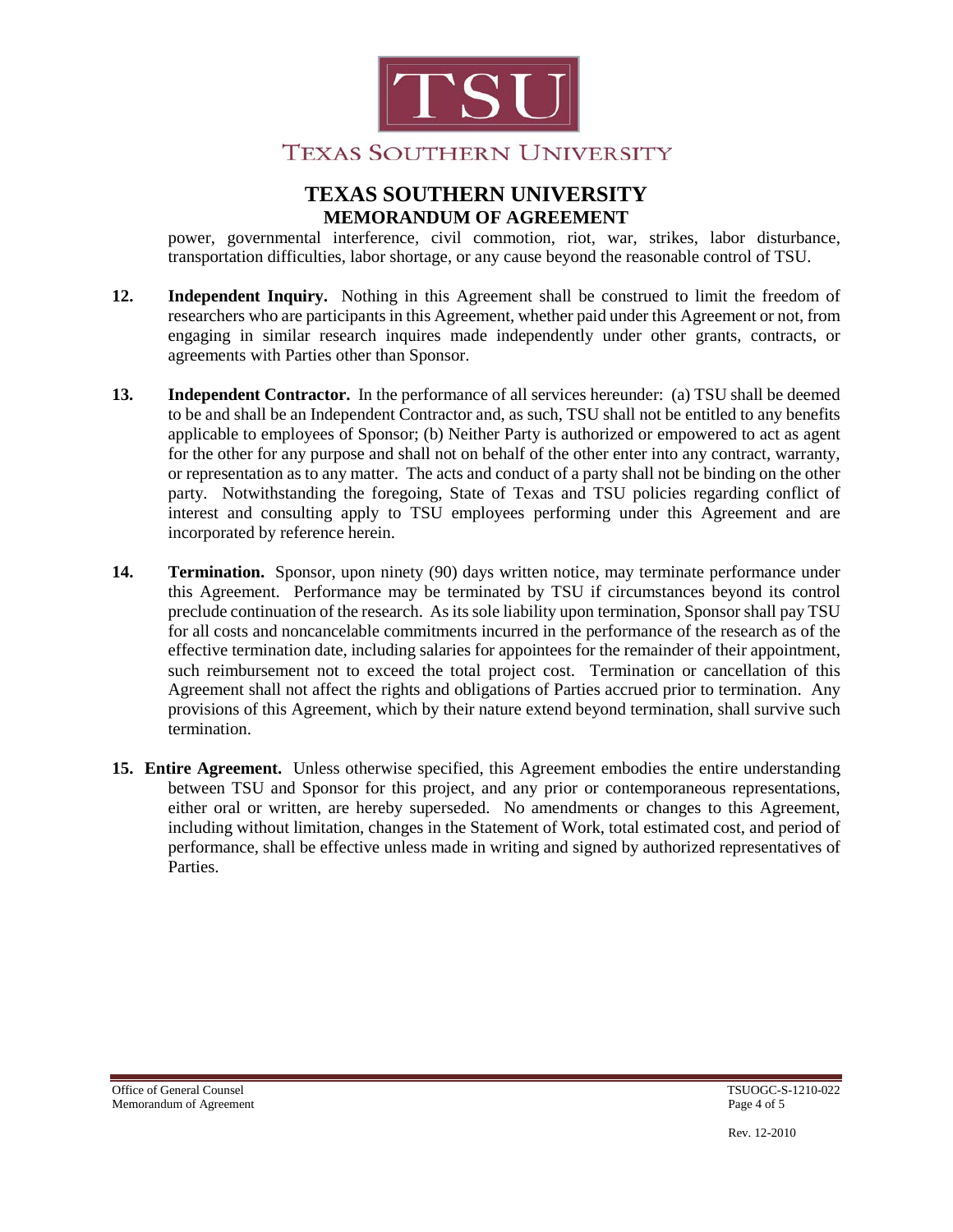power, governmental interference, civil commotion, riot, war, strikes, labor disturbance, transportation difficulties, labor shortage, or any cause beyond the reasonable control of TSU.

**12. Independent Inquiry.** Nothing in this Agreement shall be construed to limit the freedom of researchers who are participants in this Agreement, whether paid under this Agreement or not, from engaging in similar research inquires made independently under other grants, contracts, or agreements with Parties other than Sponsor.

**13. Independent Contractor.** In the performance of all services hereunder: (a) TSU shall be deemed to be and shall be an Independent Contractor and, as such, TSU shall not be entitled to any benefits applicable to employees of Sponsor; (b) Neither Party is authorized or empowered to act as agent for the other for any purpose and shall not on behalf of the other enter into any contract, warranty, or representation as to any matter. The acts and conduct of a party shall not be binding on the other party. Notwithstanding the foregoing, State of Texas and TSU policies regarding conflict of interest and consulting apply to TSU employees performing under this Agreement and are incorporated by reference herein.

**14. Termination.** Sponsor, upon ninety (90) days written notice, may terminate performance under this Agreement. Performance may be terminated by TSU if circumstances beyond its control preclude continuation of the research. As its sole liability upon termination, Sponsor shall pay TSU for all costs and noncancelable commitments incurred in the performance of the research as of the effective termination date, including salaries for appointees for the remainder of their appointment, such reimbursement not to exceed the total project cost. Termination or cancellation of this Agreement shall not affect the rights and obligations of Parties accrued prior to termination. Any provisions of this Agreement, which by their nature extend beyond termination, shall survive such termination.

**15. Entire Agreement.** Unless otherwise specified, this Agreement embodies the entire understanding between TSU and Sponsor for this project, and any prior or contemporaneous representations, either oral or written, are hereby superseded. No amendments or changes to this Agreement, including without limitation, changes in the Statement of Work, total estimated cost, and period of performance, shall be effective unless made in writing and signed by authorized representatives of Parties.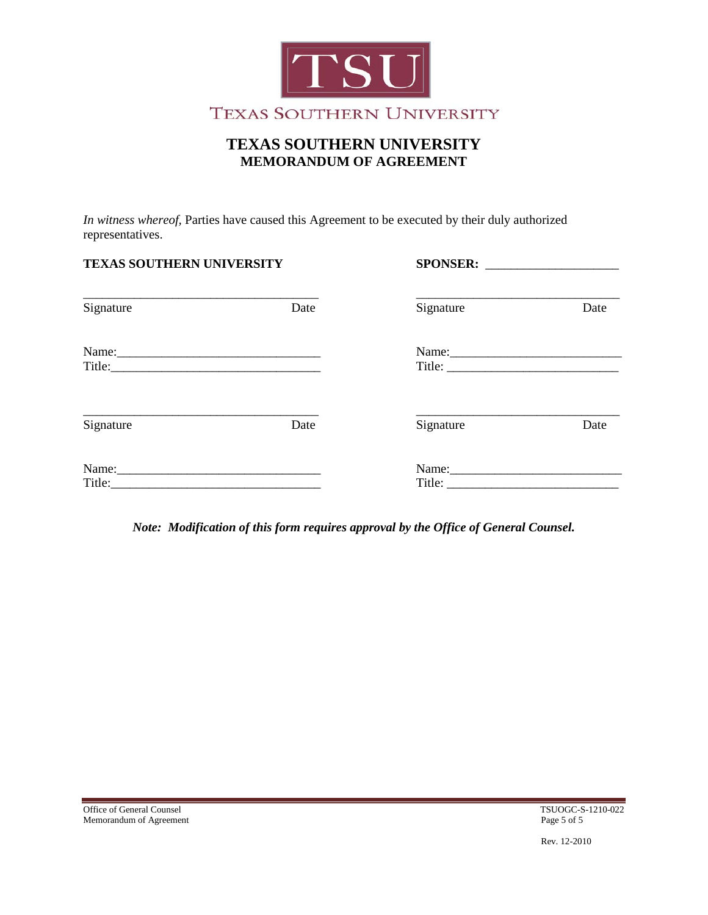# TEXAS SOUTHERN UNIVERSITY

## MEMORANDUM OF AGREEMENT

*In witness whereof,* Parties have caused this Agreement to be executed by their duly authorized representatives.

| **TEXAS SOUTHERN UNIVERSITY** | | **SPONSER:** ____________________ | |
|---|---|---|---|
| ____________________________________ | | ________________________________ | |
| Signature | Date | Signature | Date |
| Name:______________________________ | | Name:__________________________ | |
| Title:______________________________ | | Title: __________________________ | |
| ____________________________________ | | ________________________________ | |
| Signature | Date | Signature | Date |
| Name:______________________________ | | Name:__________________________ | |
| Title:______________________________ | | Title: __________________________ | |

***Note: Modification of this form requires approval by the Office of General Counsel.***

Office of General Counsel
Memorandum of Agreement

TSUOGC-S-1210-022

Rev. 12-2010